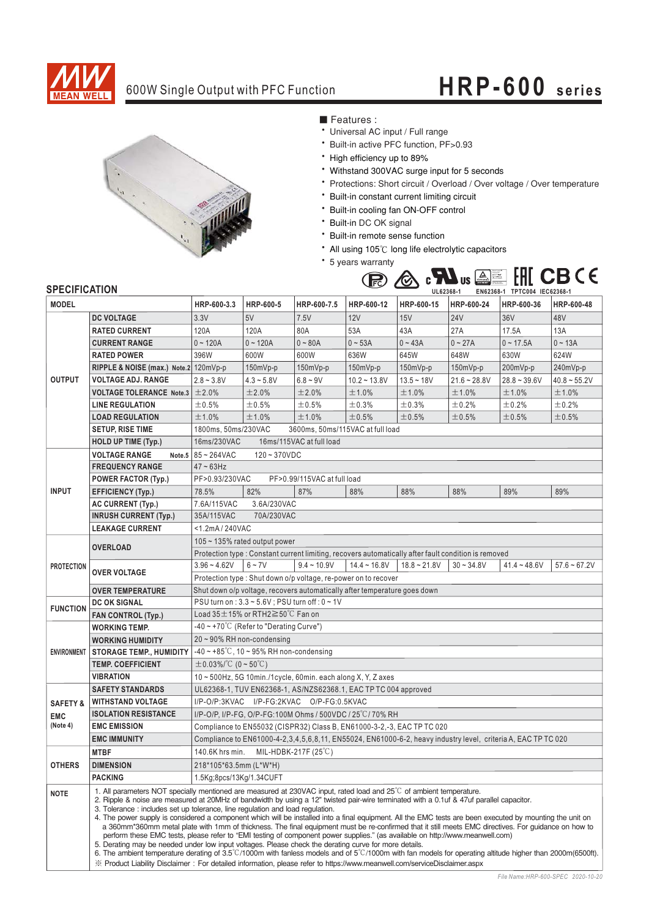# HRP-600 series

600W Single Output with PFC Function

## Features :

- Universal AC input / Full range
- Built-in active PFC function, PF>0.93
- High efficiency up to 89%
- Withstand 300VAC surge input for 5 seconds
- Protections: Short circuit / Overload / Over voltage / Over temperature
- Built-in constant current limiting circuit
- Built-in cooling fan ON-OFF control
- Built-in DC OK signal
- Built-in remote sense function
- All using 105℃ long life electrolytic capacitors
- 5 years warranty

UL62368-1 EN62368-1 TPTC004 IEC62368-1

## SPECIFICATION

| MODEL | | HRP-600-3.3 | HRP-600-5 | HRP-600-7.5 | HRP-600-12 | HRP-600-15 | HRP-600-24 | HRP-600-36 | HRP-600-48 |
|---|---|---|---|---|---|---|---|---|---|
| OUTPUT | DC VOLTAGE | 3.3V | 5V | 7.5V | 12V | 15V | 24V | 36V | 48V |
| | RATED CURRENT | 120A | 120A | 80A | 53A | 43A | 27A | 17.5A | 13A |
| | CURRENT RANGE | 0 ~ 120A | 0 ~ 120A | 0 ~ 80A | 0 ~ 53A | 0 ~ 43A | 0 ~ 27A | 0 ~ 17.5A | 0 ~ 13A |
| | RATED POWER | 396W | 600W | 600W | 636W | 645W | 648W | 630W | 624W |
| | RIPPLE & NOISE (max.) Note.2 | 120mVp-p | 150mVp-p | 150mVp-p | 150mVp-p | 150mVp-p | 150mVp-p | 200mVp-p | 240mVp-p |
| | VOLTAGE ADJ. RANGE | 2.8 ~ 3.8V | 4.3 ~ 5.8V | 6.8 ~ 9V | 10.2 ~ 13.8V | 13.5 ~ 18V | 21.6 ~ 28.8V | 28.8 ~ 39.6V | 40.8 ~ 55.2V |
| | VOLTAGE TOLERANCE Note.3 | ±2.0% | ±2.0% | ±2.0% | ±1.0% | ±1.0% | ±1.0% | ±1.0% | ±1.0% |
| | LINE REGULATION | ±0.5% | ±0.5% | ±0.5% | ±0.3% | ±0.3% | ±0.2% | ±0.2% | ±0.2% |
| | LOAD REGULATION | ±1.0% | ±1.0% | ±1.0% | ±0.5% | ±0.5% | ±0.5% | ±0.5% | ±0.5% |
| | SETUP, RISE TIME | 1800ms, 50ms/230VAC 3600ms, 50ms/115VAC at full load | | | | | | | |
| | HOLD UP TIME (Typ.) | 16ms/230VAC 16ms/115VAC at full load | | | | | | | |
| INPUT | VOLTAGE RANGE Note.5 | 85 ~ 264VAC 120 ~ 370VDC | | | | | | | |
| | FREQUENCY RANGE | 47 ~ 63Hz | | | | | | | |
| | POWER FACTOR (Typ.) | PF>0.93/230VAC PF>0.99/115VAC at full load | | | | | | | |
| | EFFICIENCY (Typ.) | 78.5% | 82% | 87% | 88% | 88% | 88% | 89% | 89% |
| | AC CURRENT (Typ.) | 7.6A/115VAC 3.6A/230VAC | | | | | | | |
| | INRUSH CURRENT (Typ.) | 35A/115VAC 70A/230VAC | | | | | | | |
| | LEAKAGE CURRENT | <1.2mA / 240VAC | | | | | | | |
| PROTECTION | OVERLOAD | 105 ~ 135% rated output power | | | | | | | |
| | | Protection type : Constant current limiting, recovers automatically after fault condition is removed | | | | | | | |
| | OVER VOLTAGE | 3.96 ~ 4.62V | 6 ~ 7V | 9.4 ~ 10.9V | 14.4 ~ 16.8V | 18.8 ~ 21.8V | 30 ~ 34.8V | 41.4 ~ 48.6V | 57.6 ~ 67.2V |
| | | Protection type : Shut down o/p voltage, re-power on to recover | | | | | | | |
| | OVER TEMPERATURE | Shut down o/p voltage, recovers automatically after temperature goes down | | | | | | | |
| FUNCTION | DC OK SIGNAL | PSU turn on : 3.3 ~ 5.6V ; PSU turn off : 0 ~ 1V | | | | | | | |
| | FAN CONTROL (Typ.) | Load 35±15% or RTH2≧50℃ Fan on | | | | | | | |
| ENVIRONMENT | WORKING TEMP. | -40 ~ +70℃ (Refer to "Derating Curve") | | | | | | | |
| | WORKING HUMIDITY | 20 ~ 90% RH non-condensing | | | | | | | |
| | STORAGE TEMP., HUMIDITY | -40 ~ +85℃, 10 ~ 95% RH non-condensing | | | | | | | |
| | TEMP. COEFFICIENT | ±0.03%/℃ (0 ~ 50℃) | | | | | | | |
| | VIBRATION | 10 ~ 500Hz, 5G 10min./1cycle, 60min. each along X, Y, Z axes | | | | | | | |
| SAFETY & EMC (Note 4) | SAFETY STANDARDS | UL62368-1, TUV EN62368-1, AS/NZS62368.1, EAC TP TC 004 approved | | | | | | | |
| | WITHSTAND VOLTAGE | I/P-O/P:3KVAC I/P-FG:2KVAC O/P-FG:0.5KVAC | | | | | | | |
| | ISOLATION RESISTANCE | I/P-O/P, I/P-FG, O/P-FG:100M Ohms / 500VDC / 25℃/ 70% RH | | | | | | | |
| | EMC EMISSION | Compliance to EN55032 (CISPR32) Class B, EN61000-3-2,-3, EAC TP TC 020 | | | | | | | |
| | EMC IMMUNITY | Compliance to EN61000-4-2,3,4,5,6,8,11, EN55024, EN61000-6-2, heavy industry level, criteria A, EAC TP TC 020 | | | | | | | |
| OTHERS | MTBF | 140.6K hrs min. MIL-HDBK-217F (25℃) | | | | | | | |
| | DIMENSION | 218*105*63.5mm (L*W*H) | | | | | | | |
| | PACKING | 1.5Kg;8pcs/13Kg/1.34CUFT | | | | | | | |

**NOTE**

1. All parameters NOT specially mentioned are measured at 230VAC input, rated load and 25℃ of ambient temperature.
2. Ripple & noise are measured at 20MHz of bandwidth by using a 12" twisted pair-wire terminated with a 0.1uf & 47uf parallel capacitor.
3. Tolerance : includes set up tolerance, line regulation and load regulation.
4. The power supply is considered a component which will be installed into a final equipment. All the EMC tests are been executed by mounting the unit on a 360mm*360mm metal plate with 1mm of thickness. The final equipment must be re-confirmed that it still meets EMC directives. For guidance on how to perform these EMC tests, please refer to "EMI testing of component power supplies." (as available on http://www.meanwell.com)
5. Derating may be needed under low input voltages. Please check the derating curve for more details.
6. The ambient temperature derating of 3.5℃/1000m with fanless models and of 5℃/1000m with fan models for operating altitude higher than 2000m(6500ft).

※ Product Liability Disclaimer : For detailed information, please refer to https://www.meanwell.com/serviceDisclaimer.aspx

File Name:HRP-600-SPEC 2020-10-20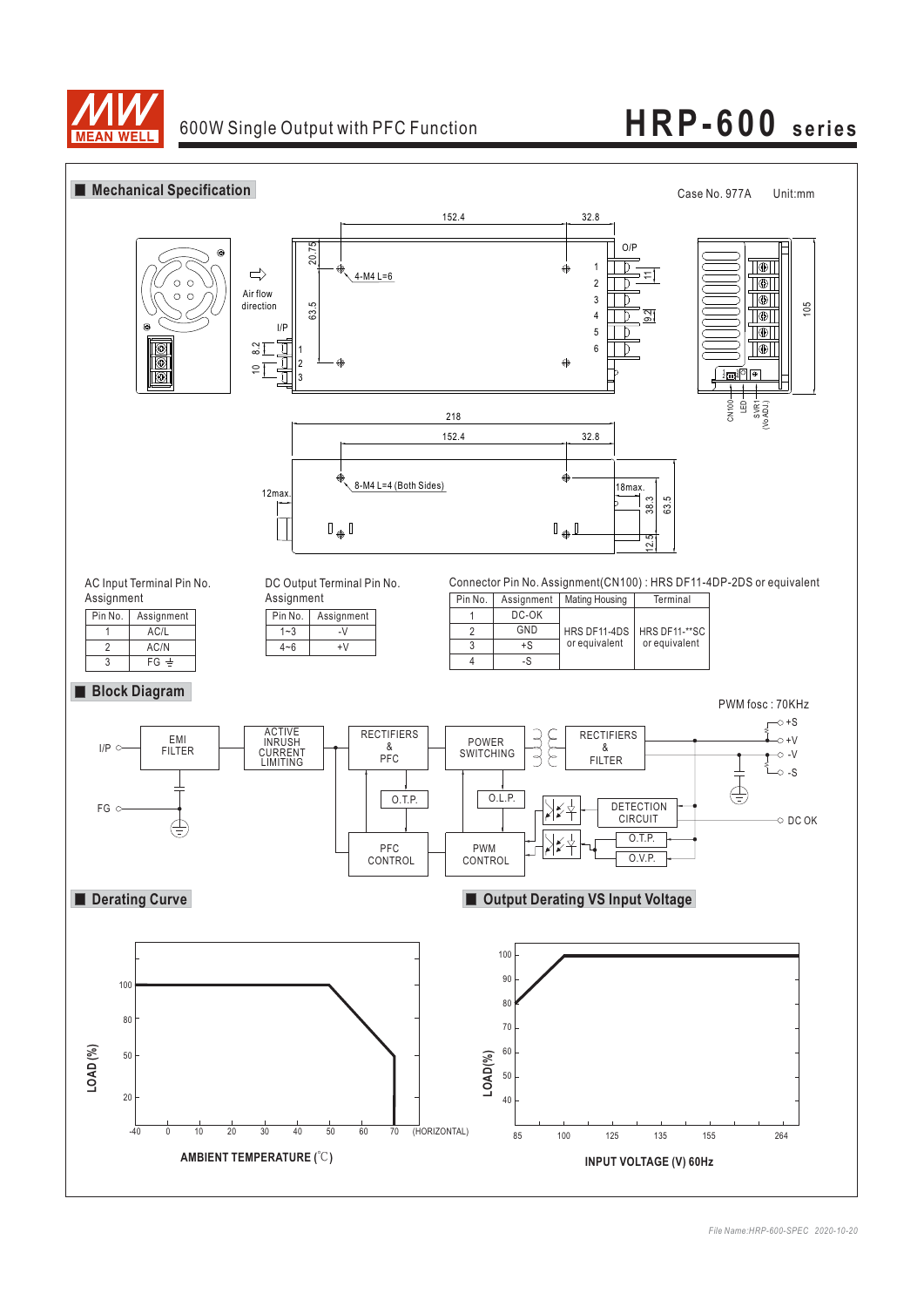# 600W Single Output with PFC Function

# HRP-600 series

## Mechanical Specification

Case No. 977A Unit:mm

152.4
32.8
20.75
4-M4 L=6
O/P
1
2
3
4
5
6
11
9.2
63.5
I/P
8.2
10
1
2
3
105
Air flow direction
CN100
LED
SVR1 (Vo ADJ.)
218
152.4
32.8
8-M4 L=4 (Both Sides)
12max.
18max.
38.3
63.5
12.5

AC Input Terminal Pin No. Assignment

| Pin No. | Assignment |
|---|---|
| 1 | AC/L |
| 2 | AC/N |
| 3 | FG ⏚ |

DC Output Terminal Pin No. Assignment

| Pin No. | Assignment |
|---|---|
| 1~3 | -V |
| 4~6 | +V |

Connector Pin No. Assignment(CN100) : HRS DF11-4DP-2DS or equivalent

| Pin No. | Assignment | Mating Housing | Terminal |
|---|---|---|---|
| 1 | DC-OK | HRS DF11-4DS or equivalent | HRS DF11-**SC or equivalent |
| 2 | GND | | |
| 3 | +S | | |
| 4 | -S | | |

## Block Diagram

PWM fosc : 70KHz

I/P
FG
EMI FILTER
ACTIVE INRUSH CURRENT LIMITING
RECTIFIERS & PFC
POWER SWITCHING
RECTIFIERS & FILTER
O.T.P.
O.L.P.
PFC CONTROL
PWM CONTROL
DETECTION CIRCUIT
O.T.P.
O.V.P.
+S
+V
-V
-S
DC OK

## Derating Curve

LOAD (%)
100
80
50
20
-40 0 10 20 30 40 50 60 70 (HORIZONTAL)
AMBIENT TEMPERATURE (℃)

## Output Derating VS Input Voltage

LOAD(%)
100
90
80
70
60
50
40
85 100 125 135 155 264
INPUT VOLTAGE (V) 60Hz

*File Name:HRP-600-SPEC 2020-10-20*